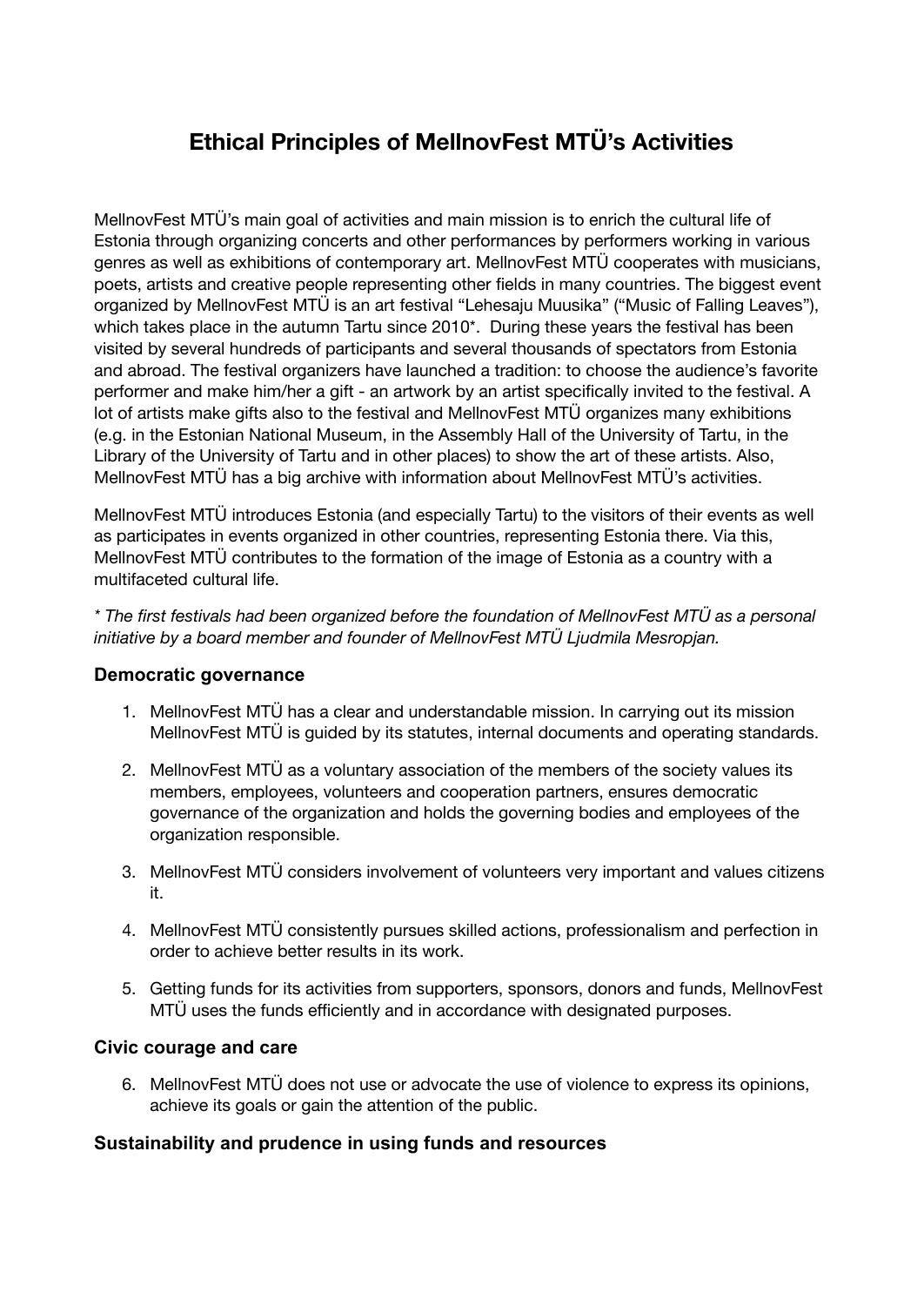# Ethical Principles of MellnovFest MTÜ's Activities

MellnovFest MTÜ's main goal of activities and main mission is to enrich the cultural life of Estonia through organizing concerts and other performances by performers working in various genres as well as exhibitions of contemporary art. MellnovFest MTÜ cooperates with musicians, poets, artists and creative people representing other fields in many countries. The biggest event organized by MellnovFest MTÜ is an art festival "Lehesaju Muusika" ("Music of Falling Leaves"), which takes place in the autumn Tartu since 2010*. During these years the festival has been visited by several hundreds of participants and several thousands of spectators from Estonia and abroad. The festival organizers have launched a tradition: to choose the audience's favorite performer and make him/her a gift - an artwork by an artist specifically invited to the festival. A lot of artists make gifts also to the festival and MellnovFest MTÜ organizes many exhibitions (e.g. in the Estonian National Museum, in the Assembly Hall of the University of Tartu, in the Library of the University of Tartu and in other places) to show the art of these artists. Also, MellnovFest MTÜ has a big archive with information about MellnovFest MTÜ's activities.

MellnovFest MTÜ introduces Estonia (and especially Tartu) to the visitors of their events as well as participates in events organized in other countries, representing Estonia there. Via this, MellnovFest MTÜ contributes to the formation of the image of Estonia as a country with a multifaceted cultural life.

*\* The first festivals had been organized before the foundation of MellnovFest MTÜ as a personal initiative by a board member and founder of MellnovFest MTÜ Ljudmila Mesropjan.*

### Democratic governance

1. MellnovFest MTÜ has a clear and understandable mission. In carrying out its mission MellnovFest MTÜ is guided by its statutes, internal documents and operating standards.
2. MellnovFest MTÜ as a voluntary association of the members of the society values its members, employees, volunteers and cooperation partners, ensures democratic governance of the organization and holds the governing bodies and employees of the organization responsible.
3. MellnovFest MTÜ considers involvement of volunteers very important and values citizens it.
4. MellnovFest MTÜ consistently pursues skilled actions, professionalism and perfection in order to achieve better results in its work.
5. Getting funds for its activities from supporters, sponsors, donors and funds, MellnovFest MTÜ uses the funds efficiently and in accordance with designated purposes.

### Civic courage and care

6. MellnovFest MTÜ does not use or advocate the use of violence to express its opinions, achieve its goals or gain the attention of the public.

### Sustainability and prudence in using funds and resources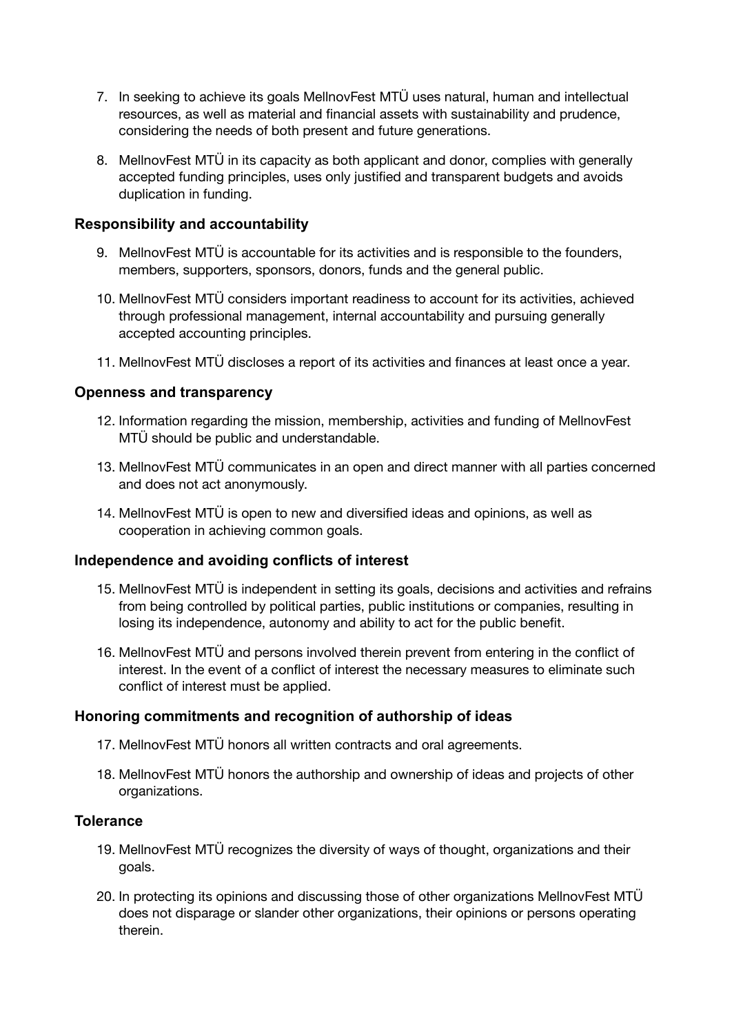7. In seeking to achieve its goals MelInovFest MTÜ uses natural, human and intellectual resources, as well as material and financial assets with sustainability and prudence, considering the needs of both present and future generations.

8. MelInovFest MTÜ in its capacity as both applicant and donor, complies with generally accepted funding principles, uses only justified and transparent budgets and avoids duplication in funding.

### Responsibility and accountability

9. MelInovFest MTÜ is accountable for its activities and is responsible to the founders, members, supporters, sponsors, donors, funds and the general public.

10. MelInovFest MTÜ considers important readiness to account for its activities, achieved through professional management, internal accountability and pursuing generally accepted accounting principles.

11. MelInovFest MTÜ discloses a report of its activities and finances at least once a year.

### Openness and transparency

12. Information regarding the mission, membership, activities and funding of MelInovFest MTÜ should be public and understandable.

13. MelInovFest MTÜ communicates in an open and direct manner with all parties concerned and does not act anonymously.

14. MelInovFest MTÜ is open to new and diversified ideas and opinions, as well as cooperation in achieving common goals.

### Independence and avoiding conflicts of interest

15. MelInovFest MTÜ is independent in setting its goals, decisions and activities and refrains from being controlled by political parties, public institutions or companies, resulting in losing its independence, autonomy and ability to act for the public benefit.

16. MelInovFest MTÜ and persons involved therein prevent from entering in the conflict of interest. In the event of a conflict of interest the necessary measures to eliminate such conflict of interest must be applied.

### Honoring commitments and recognition of authorship of ideas

17. MelInovFest MTÜ honors all written contracts and oral agreements.

18. MelInovFest MTÜ honors the authorship and ownership of ideas and projects of other organizations.

### Tolerance

19. MelInovFest MTÜ recognizes the diversity of ways of thought, organizations and their goals.

20. In protecting its opinions and discussing those of other organizations MelInovFest MTÜ does not disparage or slander other organizations, their opinions or persons operating therein.